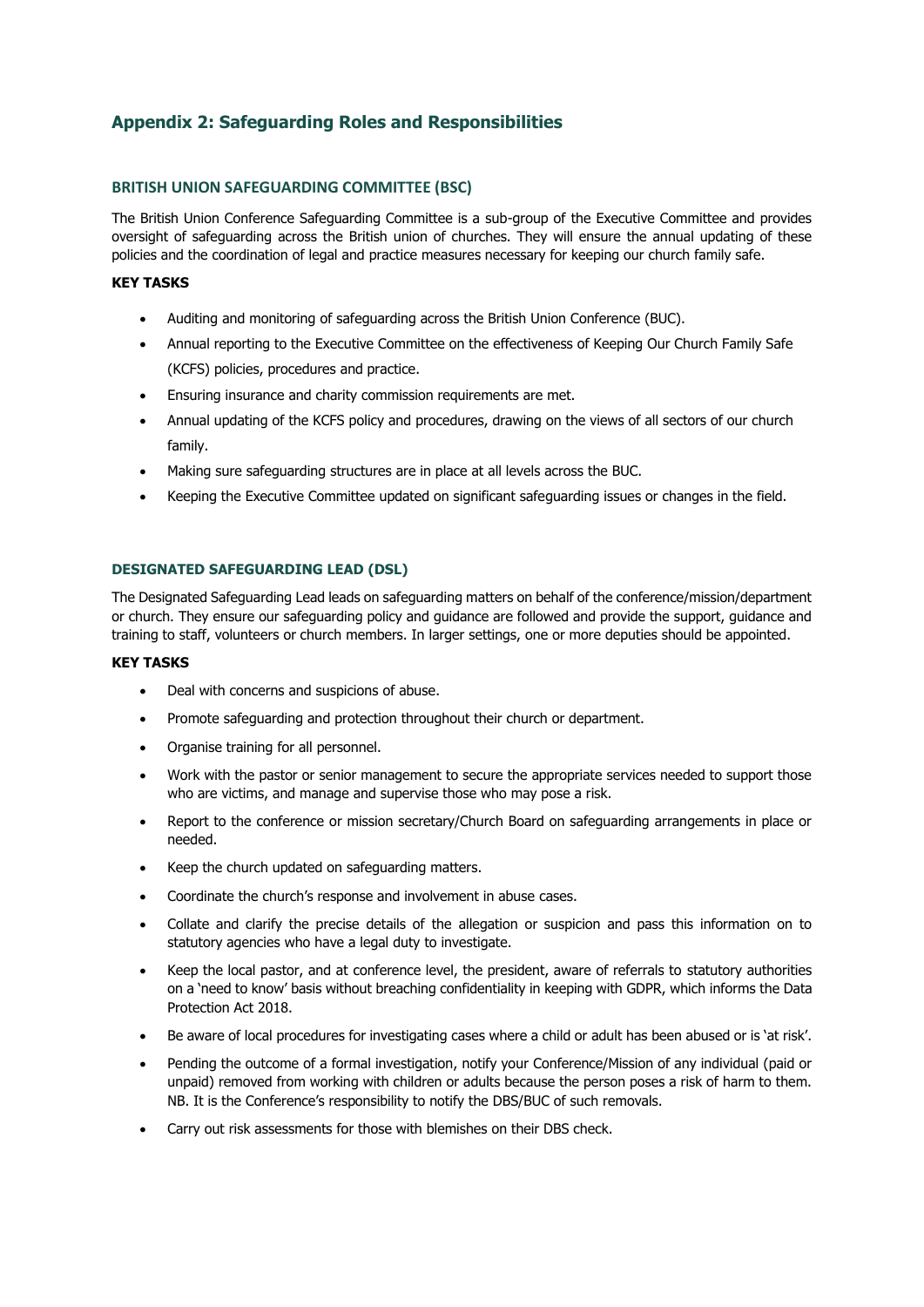## Appendix 2: Safeguarding Roles and Responsibilities

### BRITISH UNION SAFEGUARDING COMMITTEE (BSC)

The British Union Conference Safeguarding Committee is a sub-group of the Executive Committee and provides oversight of safeguarding across the British union of churches. They will ensure the annual updating of these policies and the coordination of legal and practice measures necessary for keeping our church family safe.

**KEY TASKS**

- Auditing and monitoring of safeguarding across the British Union Conference (BUC).
- Annual reporting to the Executive Committee on the effectiveness of Keeping Our Church Family Safe (KCFS) policies, procedures and practice.
- Ensuring insurance and charity commission requirements are met.
- Annual updating of the KCFS policy and procedures, drawing on the views of all sectors of our church family.
- Making sure safeguarding structures are in place at all levels across the BUC.
- Keeping the Executive Committee updated on significant safeguarding issues or changes in the field.

### DESIGNATED SAFEGUARDING LEAD (DSL)

The Designated Safeguarding Lead leads on safeguarding matters on behalf of the conference/mission/department or church. They ensure our safeguarding policy and guidance are followed and provide the support, guidance and training to staff, volunteers or church members. In larger settings, one or more deputies should be appointed.

**KEY TASKS**

- Deal with concerns and suspicions of abuse.
- Promote safeguarding and protection throughout their church or department.
- Organise training for all personnel.
- Work with the pastor or senior management to secure the appropriate services needed to support those who are victims, and manage and supervise those who may pose a risk.
- Report to the conference or mission secretary/Church Board on safeguarding arrangements in place or needed.
- Keep the church updated on safeguarding matters.
- Coordinate the church's response and involvement in abuse cases.
- Collate and clarify the precise details of the allegation or suspicion and pass this information on to statutory agencies who have a legal duty to investigate.
- Keep the local pastor, and at conference level, the president, aware of referrals to statutory authorities on a 'need to know' basis without breaching confidentiality in keeping with GDPR, which informs the Data Protection Act 2018.
- Be aware of local procedures for investigating cases where a child or adult has been abused or is 'at risk'.
- Pending the outcome of a formal investigation, notify your Conference/Mission of any individual (paid or unpaid) removed from working with children or adults because the person poses a risk of harm to them. NB. It is the Conference's responsibility to notify the DBS/BUC of such removals.
- Carry out risk assessments for those with blemishes on their DBS check.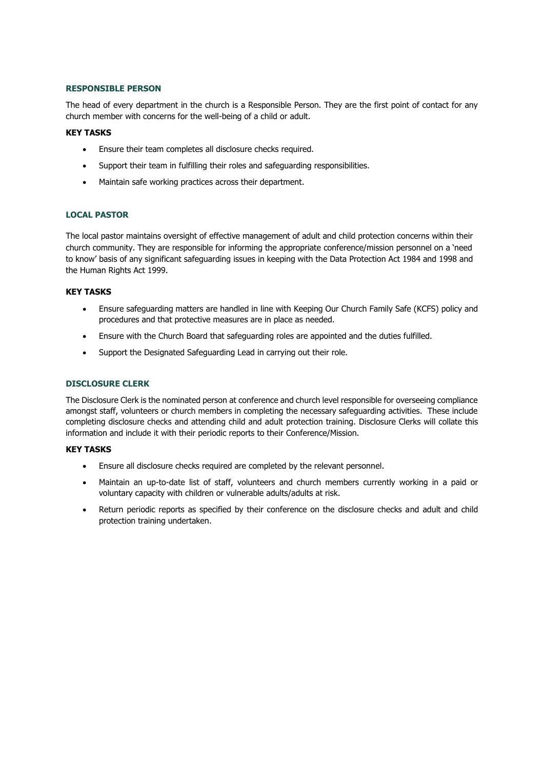### RESPONSIBLE PERSON

The head of every department in the church is a Responsible Person. They are the first point of contact for any church member with concerns for the well-being of a child or adult.

**KEY TASKS**

- Ensure their team completes all disclosure checks required.
- Support their team in fulfilling their roles and safeguarding responsibilities.
- Maintain safe working practices across their department.

### LOCAL PASTOR

The local pastor maintains oversight of effective management of adult and child protection concerns within their church community. They are responsible for informing the appropriate conference/mission personnel on a 'need to know' basis of any significant safeguarding issues in keeping with the Data Protection Act 1984 and 1998 and the Human Rights Act 1999.

**KEY TASKS**

- Ensure safeguarding matters are handled in line with Keeping Our Church Family Safe (KCFS) policy and procedures and that protective measures are in place as needed.
- Ensure with the Church Board that safeguarding roles are appointed and the duties fulfilled.
- Support the Designated Safeguarding Lead in carrying out their role.

### DISCLOSURE CLERK

The Disclosure Clerk is the nominated person at conference and church level responsible for overseeing compliance amongst staff, volunteers or church members in completing the necessary safeguarding activities. These include completing disclosure checks and attending child and adult protection training. Disclosure Clerks will collate this information and include it with their periodic reports to their Conference/Mission.

**KEY TASKS**

- Ensure all disclosure checks required are completed by the relevant personnel.
- Maintain an up-to-date list of staff, volunteers and church members currently working in a paid or voluntary capacity with children or vulnerable adults/adults at risk.
- Return periodic reports as specified by their conference on the disclosure checks and adult and child protection training undertaken.